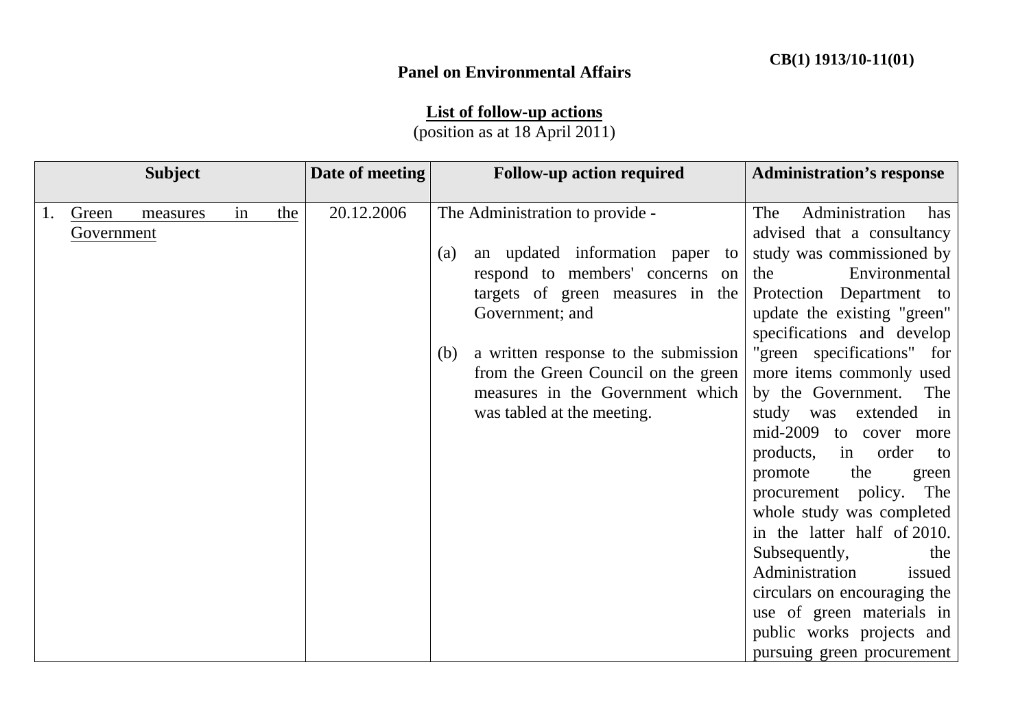CB(1) 1913/10-11(01)

**Panel on Environmental Affairs**

**List of follow-up actions**
(position as at 18 April 2011)

| Subject | Date of meeting | Follow-up action required | Administration's response |
|---|---|---|---|
| 1. Green measures in the Government | 20.12.2006 | The Administration to provide -<br><br>(a) an updated information paper to respond to members' concerns on targets of green measures in the Government; and<br><br>(b) a written response to the submission from the Green Council on the green measures in the Government which was tabled at the meeting. | The Administration has advised that a consultancy study was commissioned by the Environmental Protection Department to update the existing "green" specifications and develop "green specifications" for more items commonly used by the Government. The study was extended in mid-2009 to cover more products, in order to promote the green procurement policy. The whole study was completed in the latter half of 2010. Subsequently, the Administration issued circulars on encouraging the use of green materials in public works projects and pursuing green procurement |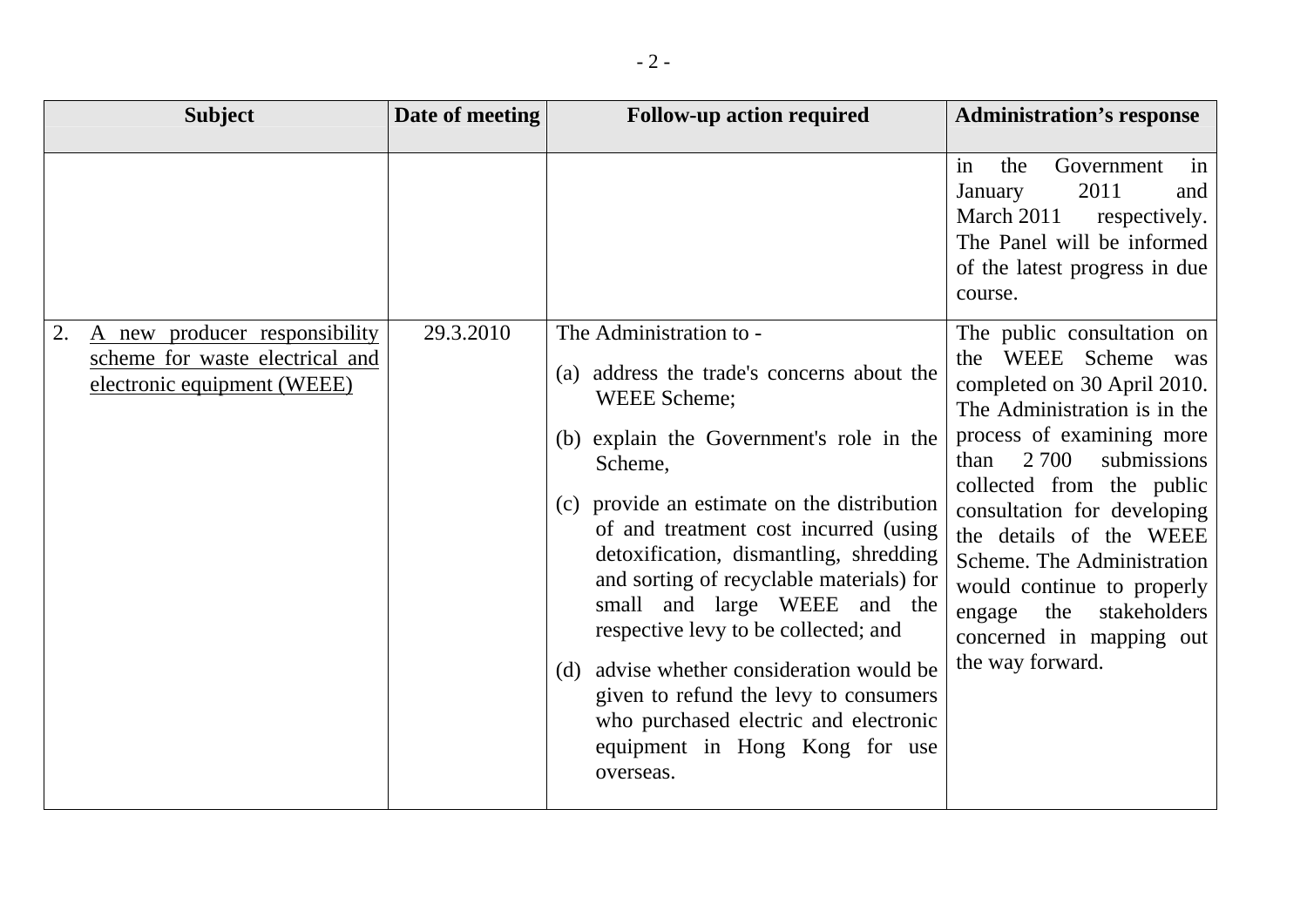| Subject | Date of meeting | Follow-up action required | Administration's response |
|---|---|---|---|
| | | | in the Government in January 2011 and March 2011 respectively. The Panel will be informed of the latest progress in due course. |
| 2. A new producer responsibility scheme for waste electrical and electronic equipment (WEEE) | 29.3.2010 | The Administration to - <br>(a) address the trade's concerns about the WEEE Scheme; <br>(b) explain the Government's role in the Scheme, <br>(c) provide an estimate on the distribution of and treatment cost incurred (using detoxification, dismantling, shredding and sorting of recyclable materials) for small and large WEEE and the respective levy to be collected; and <br>(d) advise whether consideration would be given to refund the levy to consumers who purchased electric and electronic equipment in Hong Kong for use overseas. | The public consultation on the WEEE Scheme was completed on 30 April 2010. The Administration is in the process of examining more than 2 700 submissions collected from the public consultation for developing the details of the WEEE Scheme. The Administration would continue to properly engage the stakeholders concerned in mapping out the way forward. |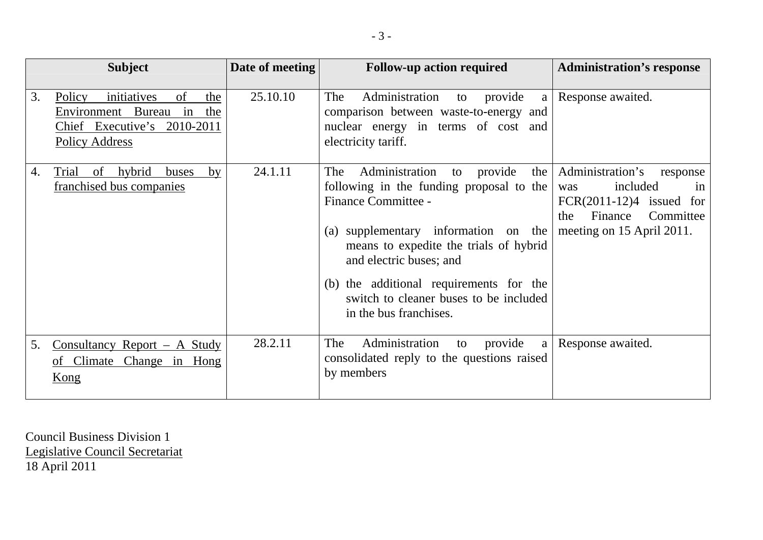| Subject | Date of meeting | Follow-up action required | Administration's response |
|---|---|---|---|
| 3. Policy initiatives of the Environment Bureau in the Chief Executive's 2010-2011 Policy Address | 25.10.10 | The Administration to provide a comparison between waste-to-energy and nuclear energy in terms of cost and electricity tariff. | Response awaited. |
| 4. Trial of hybrid buses by franchised bus companies | 24.1.11 | The Administration to provide the following in the funding proposal to the Finance Committee - (a) supplementary information on the means to expedite the trials of hybrid and electric buses; and (b) the additional requirements for the switch to cleaner buses to be included in the bus franchises. | Administration's response was included in FCR(2011-12)4 issued for the Finance Committee meeting on 15 April 2011. |
| 5. Consultancy Report – A Study of Climate Change in Hong Kong | 28.2.11 | The Administration to provide a consolidated reply to the questions raised by members | Response awaited. |

Council Business Division 1
Legislative Council Secretariat
18 April 2011